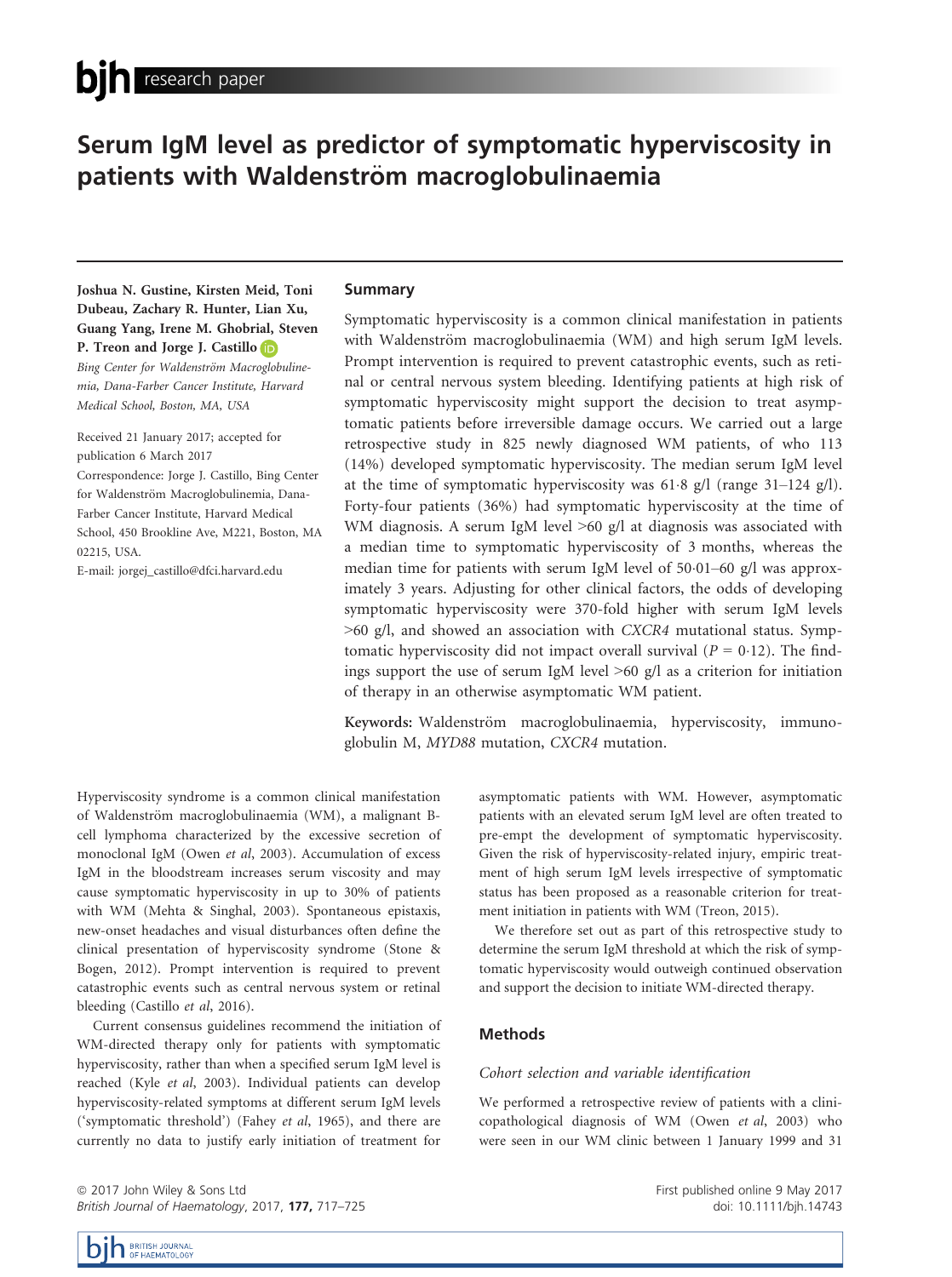# Serum IgM level as predictor of symptomatic hyperviscosity in patients with Waldenström macroglobulinaemia

**Joshua N. Gustine, Kirsten Meid, Toni Dubeau, Zachary R. Hunter, Lian Xu, Guang Yang, Irene M. Ghobrial, Steven P. Treon and Jorge J. Castillo**

*Bing Center for Waldenström Macroglobulinemia, Dana-Farber Cancer Institute, Harvard Medical School, Boston, MA, USA*

Received 21 January 2017; accepted for publication 6 March 2017

Correspondence: Jorge J. Castillo, Bing Center for Waldenström Macroglobulinemia, Dana-Farber Cancer Institute, Harvard Medical School, 450 Brookline Ave, M221, Boston, MA 02215, USA.

E-mail: jorgej_castillo@dfci.harvard.edu

## Summary

Symptomatic hyperviscosity is a common clinical manifestation in patients with Waldenström macroglobulinaemia (WM) and high serum IgM levels. Prompt intervention is required to prevent catastrophic events, such as retinal or central nervous system bleeding. Identifying patients at high risk of symptomatic hyperviscosity might support the decision to treat asymptomatic patients before irreversible damage occurs. We carried out a large retrospective study in 825 newly diagnosed WM patients, of who 113 (14%) developed symptomatic hyperviscosity. The median serum IgM level at the time of symptomatic hyperviscosity was 61·8 g/l (range 31–124 g/l). Forty-four patients (36%) had symptomatic hyperviscosity at the time of WM diagnosis. A serum IgM level >60 g/l at diagnosis was associated with a median time to symptomatic hyperviscosity of 3 months, whereas the median time for patients with serum IgM level of 50·01–60 g/l was approximately 3 years. Adjusting for other clinical factors, the odds of developing symptomatic hyperviscosity were 370-fold higher with serum IgM levels >60 g/l, and showed an association with *CXCR4* mutational status. Symptomatic hyperviscosity did not impact overall survival ($P = 0{\cdot}12$). The findings support the use of serum IgM level >60 g/l as a criterion for initiation of therapy in an otherwise asymptomatic WM patient.

**Keywords:** Waldenström macroglobulinaemia, hyperviscosity, immunoglobulin M, *MYD88* mutation, *CXCR4* mutation.

Hyperviscosity syndrome is a common clinical manifestation of Waldenström macroglobulinaemia (WM), a malignant B-cell lymphoma characterized by the excessive secretion of monoclonal IgM (Owen *et al*, 2003). Accumulation of excess IgM in the bloodstream increases serum viscosity and may cause symptomatic hyperviscosity in up to 30% of patients with WM (Mehta & Singhal, 2003). Spontaneous epistaxis, new-onset headaches and visual disturbances often define the clinical presentation of hyperviscosity syndrome (Stone & Bogen, 2012). Prompt intervention is required to prevent catastrophic events such as central nervous system or retinal bleeding (Castillo *et al*, 2016).

Current consensus guidelines recommend the initiation of WM-directed therapy only for patients with symptomatic hyperviscosity, rather than when a specified serum IgM level is reached (Kyle *et al*, 2003). Individual patients can develop hyperviscosity-related symptoms at different serum IgM levels ('symptomatic threshold') (Fahey *et al*, 1965), and there are currently no data to justify early initiation of treatment for asymptomatic patients with WM. However, asymptomatic patients with an elevated serum IgM level are often treated to pre-empt the development of symptomatic hyperviscosity. Given the risk of hyperviscosity-related injury, empiric treatment of high serum IgM levels irrespective of symptomatic status has been proposed as a reasonable criterion for treatment initiation in patients with WM (Treon, 2015).

We therefore set out as part of this retrospective study to determine the serum IgM threshold at which the risk of symptomatic hyperviscosity would outweigh continued observation and support the decision to initiate WM-directed therapy.

## Methods

### *Cohort selection and variable identification*

We performed a retrospective review of patients with a clinicopathological diagnosis of WM (Owen *et al*, 2003) who were seen in our WM clinic between 1 January 1999 and 31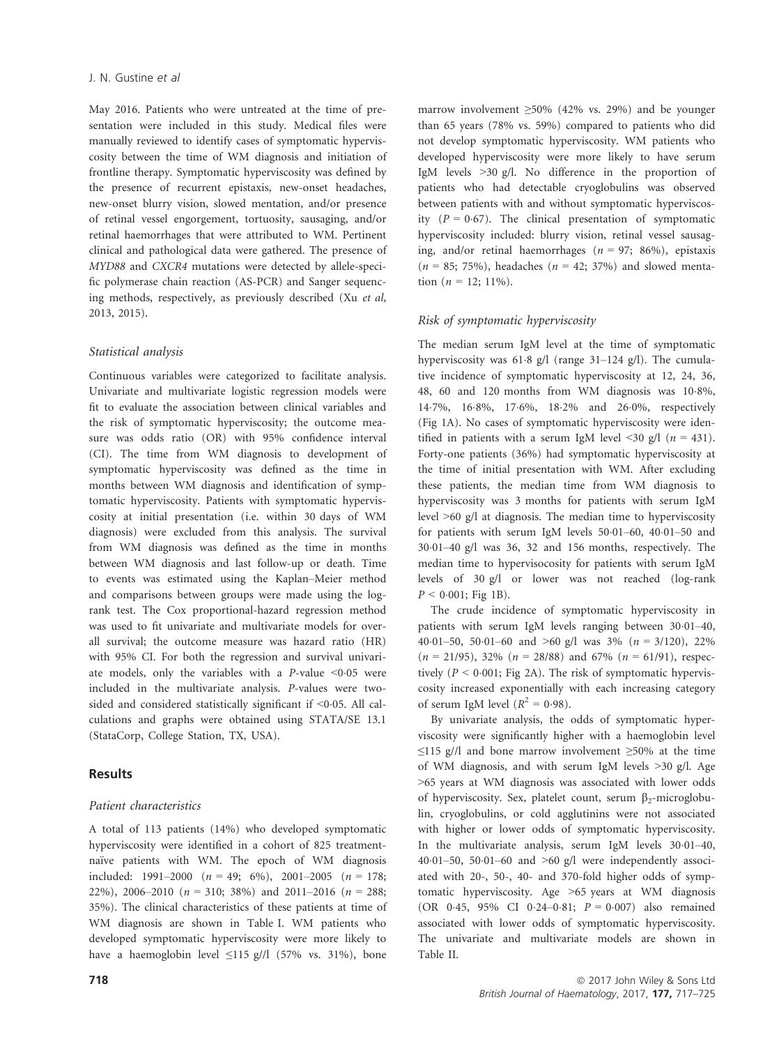May 2016. Patients who were untreated at the time of presentation were included in this study. Medical files were manually reviewed to identify cases of symptomatic hyperviscosity between the time of WM diagnosis and initiation of frontline therapy. Symptomatic hyperviscosity was defined by the presence of recurrent epistaxis, new-onset headaches, new-onset blurry vision, slowed mentation, and/or presence of retinal vessel engorgement, tortuosity, sausaging, and/or retinal haemorrhages that were attributed to WM. Pertinent clinical and pathological data were gathered. The presence of *MYD88* and *CXCR4* mutations were detected by allele-specific polymerase chain reaction (AS-PCR) and Sanger sequencing methods, respectively, as previously described (Xu *et al*, 2013, 2015).

### Statistical analysis

Continuous variables were categorized to facilitate analysis. Univariate and multivariate logistic regression models were fit to evaluate the association between clinical variables and the risk of symptomatic hyperviscosity; the outcome measure was odds ratio (OR) with 95% confidence interval (CI). The time from WM diagnosis to development of symptomatic hyperviscosity was defined as the time in months between WM diagnosis and identification of symptomatic hyperviscosity. Patients with symptomatic hyperviscosity at initial presentation (i.e. within 30 days of WM diagnosis) were excluded from this analysis. The survival from WM diagnosis was defined as the time in months between WM diagnosis and last follow-up or death. Time to events was estimated using the Kaplan–Meier method and comparisons between groups were made using the log-rank test. The Cox proportional-hazard regression method was used to fit univariate and multivariate models for overall survival; the outcome measure was hazard ratio (HR) with 95% CI. For both the regression and survival univariate models, only the variables with a *P*-value <0·05 were included in the multivariate analysis. *P*-values were two-sided and considered statistically significant if <0·05. All calculations and graphs were obtained using STATA/SE 13.1 (StataCorp, College Station, TX, USA).

## Results

### Patient characteristics

A total of 113 patients (14%) who developed symptomatic hyperviscosity were identified in a cohort of 825 treatment-naïve patients with WM. The epoch of WM diagnosis included: 1991–2000 ($n$ = 49; 6%), 2001–2005 ($n$ = 178; 22%), 2006–2010 ($n$ = 310; 38%) and 2011–2016 ($n$ = 288; 35%). The clinical characteristics of these patients at time of WM diagnosis are shown in Table I. WM patients who developed symptomatic hyperviscosity were more likely to have a haemoglobin level ≤115 g//l (57% vs. 31%), bone marrow involvement ≥50% (42% vs. 29%) and be younger than 65 years (78% vs. 59%) compared to patients who did not develop symptomatic hyperviscosity. WM patients who developed hyperviscosity were more likely to have serum IgM levels >30 g/l. No difference in the proportion of patients who had detectable cryoglobulins was observed between patients with and without symptomatic hyperviscosity ($P$ = 0·67). The clinical presentation of symptomatic hyperviscosity included: blurry vision, retinal vessel sausaging, and/or retinal haemorrhages ($n$ = 97; 86%), epistaxis ($n$ = 85; 75%), headaches ($n$ = 42; 37%) and slowed mentation ($n$ = 12; 11%).

### Risk of symptomatic hyperviscosity

The median serum IgM level at the time of symptomatic hyperviscosity was 61·8 g/l (range 31–124 g/l). The cumulative incidence of symptomatic hyperviscosity at 12, 24, 36, 48, 60 and 120 months from WM diagnosis was 10·8%, 14·7%, 16·8%, 17·6%, 18·2% and 26·0%, respectively (Fig 1A). No cases of symptomatic hyperviscosity were identified in patients with a serum IgM level <30 g/l ($n$ = 431). Forty-one patients (36%) had symptomatic hyperviscosity at the time of initial presentation with WM. After excluding these patients, the median time from WM diagnosis to hyperviscosity was 3 months for patients with serum IgM level >60 g/l at diagnosis. The median time to hyperviscosity for patients with serum IgM levels 50·01–60, 40·01–50 and 30·01–40 g/l was 36, 32 and 156 months, respectively. The median time to hypervisocosity for patients with serum IgM levels of 30 g/l or lower was not reached (log-rank $P$ < 0·001; Fig 1B).

The crude incidence of symptomatic hyperviscosity in patients with serum IgM levels ranging between 30·01–40, 40·01–50, 50·01–60 and >60 g/l was 3% ($n$ = 3/120), 22% ($n$ = 21/95), 32% ($n$ = 28/88) and 67% ($n$ = 61/91), respectively ($P$ < 0·001; Fig 2A). The risk of symptomatic hyperviscosity increased exponentially with each increasing category of serum IgM level ($R^2$ = 0·98).

By univariate analysis, the odds of symptomatic hyperviscosity were significantly higher with a haemoglobin level ≤115 g/l and bone marrow involvement ≥50% at the time of WM diagnosis, and with serum IgM levels >30 g/l. Age >65 years at WM diagnosis was associated with lower odds of hyperviscosity. Sex, platelet count, serum $\beta_2$-microglobulin, cryoglobulins, or cold agglutinins were not associated with higher or lower odds of symptomatic hyperviscosity. In the multivariate analysis, serum IgM levels 30·01–40, 40·01–50, 50·01–60 and >60 g/l were independently associated with 20-, 50-, 40- and 370-fold higher odds of symptomatic hyperviscosity. Age >65 years at WM diagnosis (OR 0·45, 95% CI 0·24–0·81; $P$ = 0·007) also remained associated with lower odds of symptomatic hyperviscosity. The univariate and multivariate models are shown in Table II.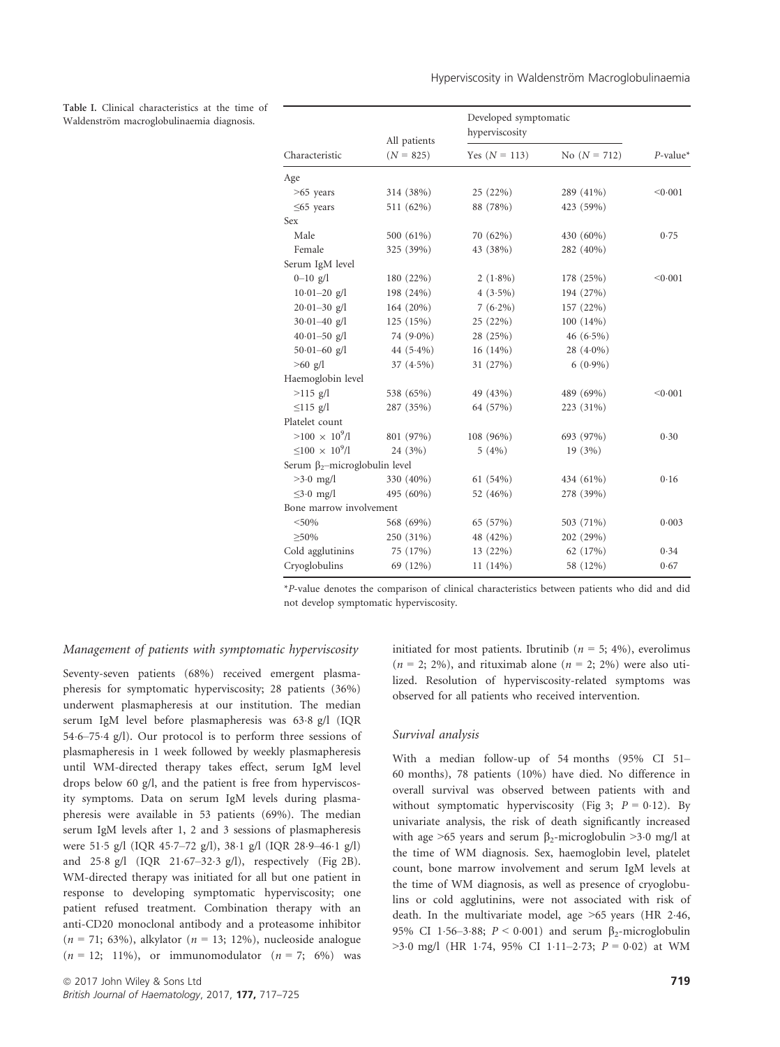**Table I.** Clinical characteristics at the time of Waldenström macroglobulinaemia diagnosis.

| Characteristic | All patients ($N$ = 825) | Developed symptomatic hyperviscosity | | $P$-value* |
|---|---|---|---|---|
| | | Yes ($N$ = 113) | No ($N$ = 712) | |
| Age | | | | |
| >65 years | 314 (38%) | 25 (22%) | 289 (41%) | <0·001 |
| ≤65 years | 511 (62%) | 88 (78%) | 423 (59%) | |
| Sex | | | | |
| Male | 500 (61%) | 70 (62%) | 430 (60%) | 0·75 |
| Female | 325 (39%) | 43 (38%) | 282 (40%) | |
| Serum IgM level | | | | |
| 0–10 g/l | 180 (22%) | 2 (1·8%) | 178 (25%) | <0·001 |
| 10·01–20 g/l | 198 (24%) | 4 (3·5%) | 194 (27%) | |
| 20·01–30 g/l | 164 (20%) | 7 (6·2%) | 157 (22%) | |
| 30·01–40 g/l | 125 (15%) | 25 (22%) | 100 (14%) | |
| 40·01–50 g/l | 74 (9·0%) | 28 (25%) | 46 (6·5%) | |
| 50·01–60 g/l | 44 (5·4%) | 16 (14%) | 28 (4·0%) | |
| >60 g/l | 37 (4·5%) | 31 (27%) | 6 (0·9%) | |
| Haemoglobin level | | | | |
| >115 g/l | 538 (65%) | 49 (43%) | 489 (69%) | <0·001 |
| ≤115 g/l | 287 (35%) | 64 (57%) | 223 (31%) | |
| Platelet count | | | | |
| $>100 \times 10^9$/l | 801 (97%) | 108 (96%) | 693 (97%) | 0·30 |
| $\leq 100 \times 10^9$/l | 24 (3%) | 5 (4%) | 19 (3%) | |
| Serum $\beta_2$-microglobulin level | | | | |
| >3·0 mg/l | 330 (40%) | 61 (54%) | 434 (61%) | 0·16 |
| ≤3·0 mg/l | 495 (60%) | 52 (46%) | 278 (39%) | |
| Bone marrow involvement | | | | |
| <50% | 568 (69%) | 65 (57%) | 503 (71%) | 0·003 |
| ≥50% | 250 (31%) | 48 (42%) | 202 (29%) | |
| Cold agglutinins | 75 (17%) | 13 (22%) | 62 (17%) | 0·34 |
| Cryoglobulins | 69 (12%) | 11 (14%) | 58 (12%) | 0·67 |

*$P$-value denotes the comparison of clinical characteristics between patients who did and did not develop symptomatic hyperviscosity.

### *Management of patients with symptomatic hyperviscosity*

Seventy-seven patients (68%) received emergent plasmapheresis for symptomatic hyperviscosity; 28 patients (36%) underwent plasmapheresis at our institution. The median serum IgM level before plasmapheresis was 63·8 g/l (IQR 54·6–75·4 g/l). Our protocol is to perform three sessions of plasmapheresis in 1 week followed by weekly plasmapheresis until WM-directed therapy takes effect, serum IgM level drops below 60 g/l, and the patient is free from hyperviscosity symptoms. Data on serum IgM levels during plasmapheresis were available in 53 patients (69%). The median serum IgM levels after 1, 2 and 3 sessions of plasmapheresis were 51·5 g/l (IQR 45·7–72 g/l), 38·1 g/l (IQR 28·9–46·1 g/l) and 25·8 g/l (IQR 21·67–32·3 g/l), respectively (Fig 2B). WM-directed therapy was initiated for all but one patient in response to developing symptomatic hyperviscosity; one patient refused treatment. Combination therapy with an anti-CD20 monoclonal antibody and a proteasome inhibitor ($n$ = 71; 63%), alkylator ($n$ = 13; 12%), nucleoside analogue ($n$ = 12; 11%), or immunomodulator ($n$ = 7; 6%) was initiated for most patients. Ibrutinib ($n$ = 5; 4%), everolimus ($n$ = 2; 2%), and rituximab alone ($n$ = 2; 2%) were also utilized. Resolution of hyperviscosity-related symptoms was observed for all patients who received intervention.

### *Survival analysis*

With a median follow-up of 54 months (95% CI 51–60 months), 78 patients (10%) have died. No difference in overall survival was observed between patients with and without symptomatic hyperviscosity (Fig 3; $P$ = 0·12). By univariate analysis, the risk of death significantly increased with age >65 years and serum $\beta_2$-microglobulin >3·0 mg/l at the time of WM diagnosis. Sex, haemoglobin level, platelet count, bone marrow involvement and serum IgM levels at the time of WM diagnosis, as well as presence of cryoglobulins or cold agglutinins, were not associated with risk of death. In the multivariate model, age >65 years (HR 2·46, 95% CI 1·56–3·88; $P$ < 0·001) and serum $\beta_2$-microglobulin >3·0 mg/l (HR 1·74, 95% CI 1·11–2·73; $P$ = 0·02) at WM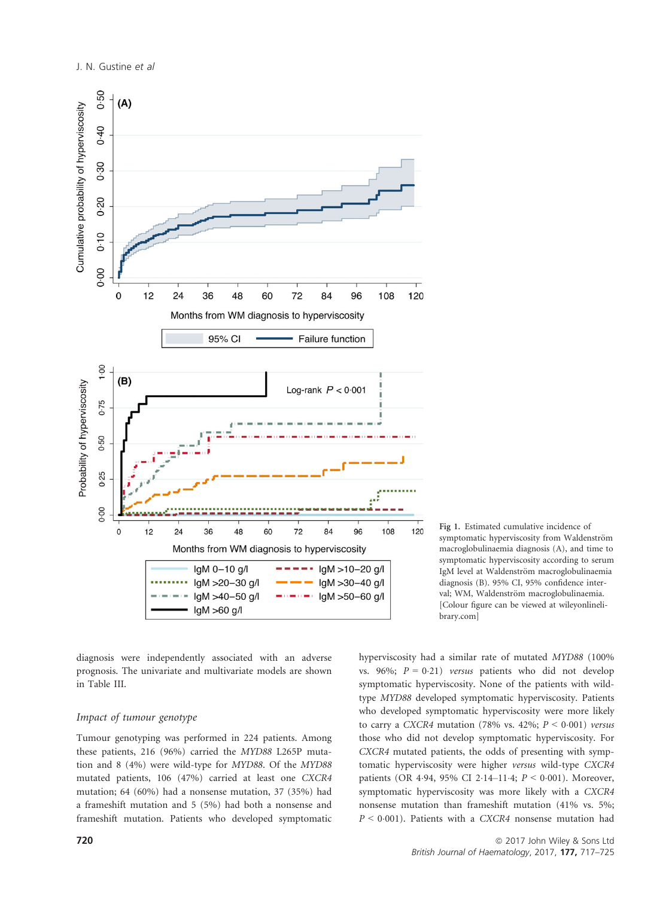Fig 1. Estimated cumulative incidence of symptomatic hyperviscosity from Waldenström macroglobulinaemia diagnosis (A), and time to symptomatic hyperviscosity according to serum IgM level at Waldenström macroglobulinaemia diagnosis (B). 95% CI, 95% confidence interval; WM, Waldenström macroglobulinaemia. [Colour figure can be viewed at wileyonlinelibrary.com]

diagnosis were independently associated with an adverse prognosis. The univariate and multivariate models are shown in Table III.

### *Impact of tumour genotype*

Tumour genotyping was performed in 224 patients. Among these patients, 216 (96%) carried the *MYD88* L265P mutation and 8 (4%) were wild-type for *MYD88*. Of the *MYD88* mutated patients, 106 (47%) carried at least one *CXCR4* mutation; 64 (60%) had a nonsense mutation, 37 (35%) had a frameshift mutation and 5 (5%) had both a nonsense and frameshift mutation. Patients who developed symptomatic hyperviscosity had a similar rate of mutated *MYD88* (100% vs. 96%; $P = 0{\cdot}21$) *versus* patients who did not develop symptomatic hyperviscosity. None of the patients with wild-type *MYD88* developed symptomatic hyperviscosity. Patients who developed symptomatic hyperviscosity were more likely to carry a *CXCR4* mutation (78% vs. 42%; $P < 0{\cdot}001$) *versus* those who did not develop symptomatic hyperviscosity. For *CXCR4* mutated patients, the odds of presenting with symptomatic hyperviscosity were higher *versus* wild-type *CXCR4* patients (OR 4·94, 95% CI 2·14–11·4; $P < 0{\cdot}001$). Moreover, symptomatic hyperviscosity was more likely with a *CXCR4* nonsense mutation than frameshift mutation (41% vs. 5%; $P < 0{\cdot}001$). Patients with a *CXCR4* nonsense mutation had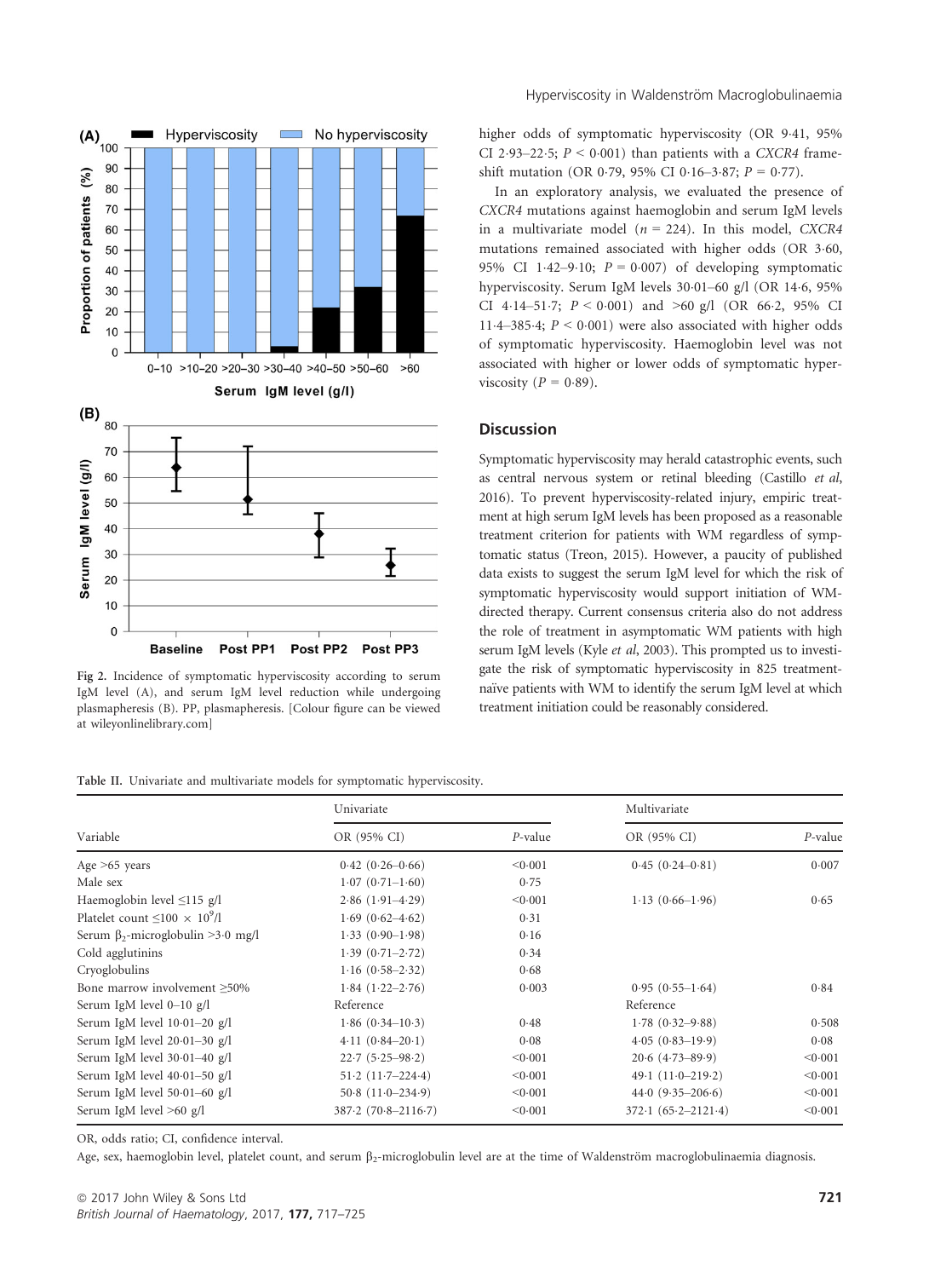higher odds of symptomatic hyperviscosity (OR 9·41, 95% CI 2·93–22·5; $P < 0.001$) than patients with a *CXCR4* frameshift mutation (OR 0·79, 95% CI 0·16–3·87; $P = 0.77$).

In an exploratory analysis, we evaluated the presence of *CXCR4* mutations against haemoglobin and serum IgM levels in a multivariate model ($n = 224$). In this model, *CXCR4* mutations remained associated with higher odds (OR 3·60, 95% CI 1·42–9·10; $P = 0.007$) of developing symptomatic hyperviscosity. Serum IgM levels 30·01–60 g/l (OR 14·6, 95% CI 4·14–51·7; $P < 0.001$) and >60 g/l (OR 66·2, 95% CI 11·4–385·4; $P < 0.001$) were also associated with higher odds of symptomatic hyperviscosity. Haemoglobin level was not associated with higher or lower odds of symptomatic hyperviscosity ($P = 0.89$).

Fig 2. Incidence of symptomatic hyperviscosity according to serum IgM level (A), and serum IgM level reduction while undergoing plasmapheresis (B). PP, plasmapheresis. [Colour figure can be viewed at wileyonlinelibrary.com]

## Discussion

Symptomatic hyperviscosity may herald catastrophic events, such as central nervous system or retinal bleeding (Castillo *et al*, 2016). To prevent hyperviscosity-related injury, empiric treatment at high serum IgM levels has been proposed as a reasonable treatment criterion for patients with WM regardless of symptomatic status (Treon, 2015). However, a paucity of published data exists to suggest the serum IgM level for which the risk of symptomatic hyperviscosity would support initiation of WM-directed therapy. Current consensus criteria also do not address the role of treatment in asymptomatic WM patients with high serum IgM levels (Kyle *et al*, 2003). This prompted us to investigate the risk of symptomatic hyperviscosity in 825 treatment-naïve patients with WM to identify the serum IgM level at which treatment initiation could be reasonably considered.

Table II. Univariate and multivariate models for symptomatic hyperviscosity.

| Variable | Univariate | | Multivariate | |
|---|---|---|---|---|
| | OR (95% CI) | *P*-value | OR (95% CI) | *P*-value |
| Age >65 years | 0·42 (0·26–0·66) | <0·001 | 0·45 (0·24–0·81) | 0·007 |
| Male sex | 1·07 (0·71–1·60) | 0·75 | | |
| Haemoglobin level ≤115 g/l | 2·86 (1·91–4·29) | <0·001 | 1·13 (0·66–1·96) | 0·65 |
| Platelet count ≤100 × $10^9$/l | 1·69 (0·62–4·62) | 0·31 | | |
| Serum $\beta_2$-microglobulin >3·0 mg/l | 1·33 (0·90–1·98) | 0·16 | | |
| Cold agglutinins | 1·39 (0·71–2·72) | 0·34 | | |
| Cryoglobulins | 1·16 (0·58–2·32) | 0·68 | | |
| Bone marrow involvement ≥50% | 1·84 (1·22–2·76) | 0·003 | 0·95 (0·55–1·64) | 0·84 |
| Serum IgM level 0–10 g/l | Reference | | Reference | |
| Serum IgM level 10·01–20 g/l | 1·86 (0·34–10·3) | 0·48 | 1·78 (0·32–9·88) | 0·508 |
| Serum IgM level 20·01–30 g/l | 4·11 (0·84–20·1) | 0·08 | 4·05 (0·83–19·9) | 0·08 |
| Serum IgM level 30·01–40 g/l | 22·7 (5·25–98·2) | <0·001 | 20·6 (4·73–89·9) | <0·001 |
| Serum IgM level 40·01–50 g/l | 51·2 (11·7–224·4) | <0·001 | 49·1 (11·0–219·2) | <0·001 |
| Serum IgM level 50·01–60 g/l | 50·8 (11·0–234·9) | <0·001 | 44·0 (9·35–206·6) | <0·001 |
| Serum IgM level >60 g/l | 387·2 (70·8–2116·7) | <0·001 | 372·1 (65·2–2121·4) | <0·001 |

OR, odds ratio; CI, confidence interval.

Age, sex, haemoglobin level, platelet count, and serum $\beta_2$-microglobulin level are at the time of Waldenström macroglobulinaemia diagnosis.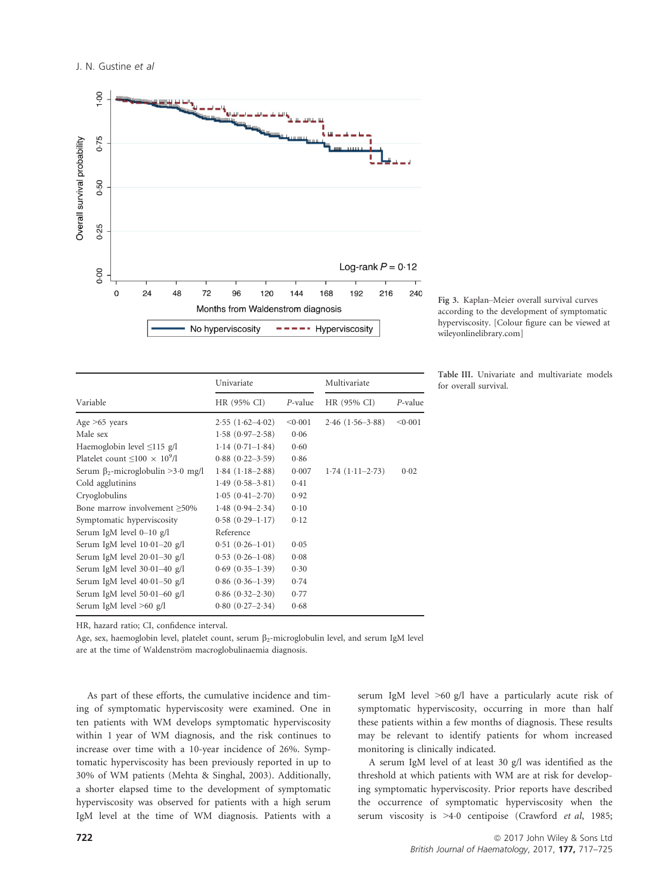Fig 3. Kaplan–Meier overall survival curves according to the development of symptomatic hyperviscosity. [Colour figure can be viewed at wileyonlinelibrary.com]

Table III. Univariate and multivariate models for overall survival.

| Variable | Univariate HR (95% CI) | Univariate *P*-value | Multivariate HR (95% CI) | Multivariate *P*-value |
|---|---|---|---|---|
| Age >65 years | 2·55 (1·62–4·02) | <0·001 | 2·46 (1·56–3·88) | <0·001 |
| Male sex | 1·58 (0·97–2·58) | 0·06 | | |
| Haemoglobin level ≤115 g/l | 1·14 (0·71–1·84) | 0·60 | | |
| Platelet count ≤100 × $10^9$/l | 0·88 (0·22–3·59) | 0·86 | | |
| Serum $\beta_2$-microglobulin >3·0 mg/l | 1·84 (1·18–2·88) | 0·007 | 1·74 (1·11–2·73) | 0·02 |
| Cold agglutinins | 1·49 (0·58–3·81) | 0·41 | | |
| Cryoglobulins | 1·05 (0·41–2·70) | 0·92 | | |
| Bone marrow involvement ≥50% | 1·48 (0·94–2·34) | 0·10 | | |
| Symptomatic hyperviscosity | 0·58 (0·29–1·17) | 0·12 | | |
| Serum IgM level 0–10 g/l | Reference | | | |
| Serum IgM level 10·01–20 g/l | 0·51 (0·26–1·01) | 0·05 | | |
| Serum IgM level 20·01–30 g/l | 0·53 (0·26–1·08) | 0·08 | | |
| Serum IgM level 30·01–40 g/l | 0·69 (0·35–1·39) | 0·30 | | |
| Serum IgM level 40·01–50 g/l | 0·86 (0·36–1·39) | 0·74 | | |
| Serum IgM level 50·01–60 g/l | 0·86 (0·32–2·30) | 0·77 | | |
| Serum IgM level >60 g/l | 0·80 (0·27–2·34) | 0·68 | | |

HR, hazard ratio; CI, confidence interval.

Age, sex, haemoglobin level, platelet count, serum $\beta_2$-microglobulin level, and serum IgM level are at the time of Waldenström macroglobulinaemia diagnosis.

As part of these efforts, the cumulative incidence and timing of symptomatic hyperviscosity were examined. One in ten patients with WM develops symptomatic hyperviscosity within 1 year of WM diagnosis, and the risk continues to increase over time with a 10-year incidence of 26%. Symptomatic hyperviscosity has been previously reported in up to 30% of WM patients (Mehta & Singhal, 2003). Additionally, a shorter elapsed time to the development of symptomatic hyperviscosity was observed for patients with a high serum IgM level at the time of WM diagnosis. Patients with a serum IgM level >60 g/l have a particularly acute risk of symptomatic hyperviscosity, occurring in more than half these patients within a few months of diagnosis. These results may be relevant to identify patients for whom increased monitoring is clinically indicated.

A serum IgM level of at least 30 g/l was identified as the threshold at which patients with WM are at risk for developing symptomatic hyperviscosity. Prior reports have described the occurrence of symptomatic hyperviscosity when the serum viscosity is >4·0 centipoise (Crawford *et al*, 1985;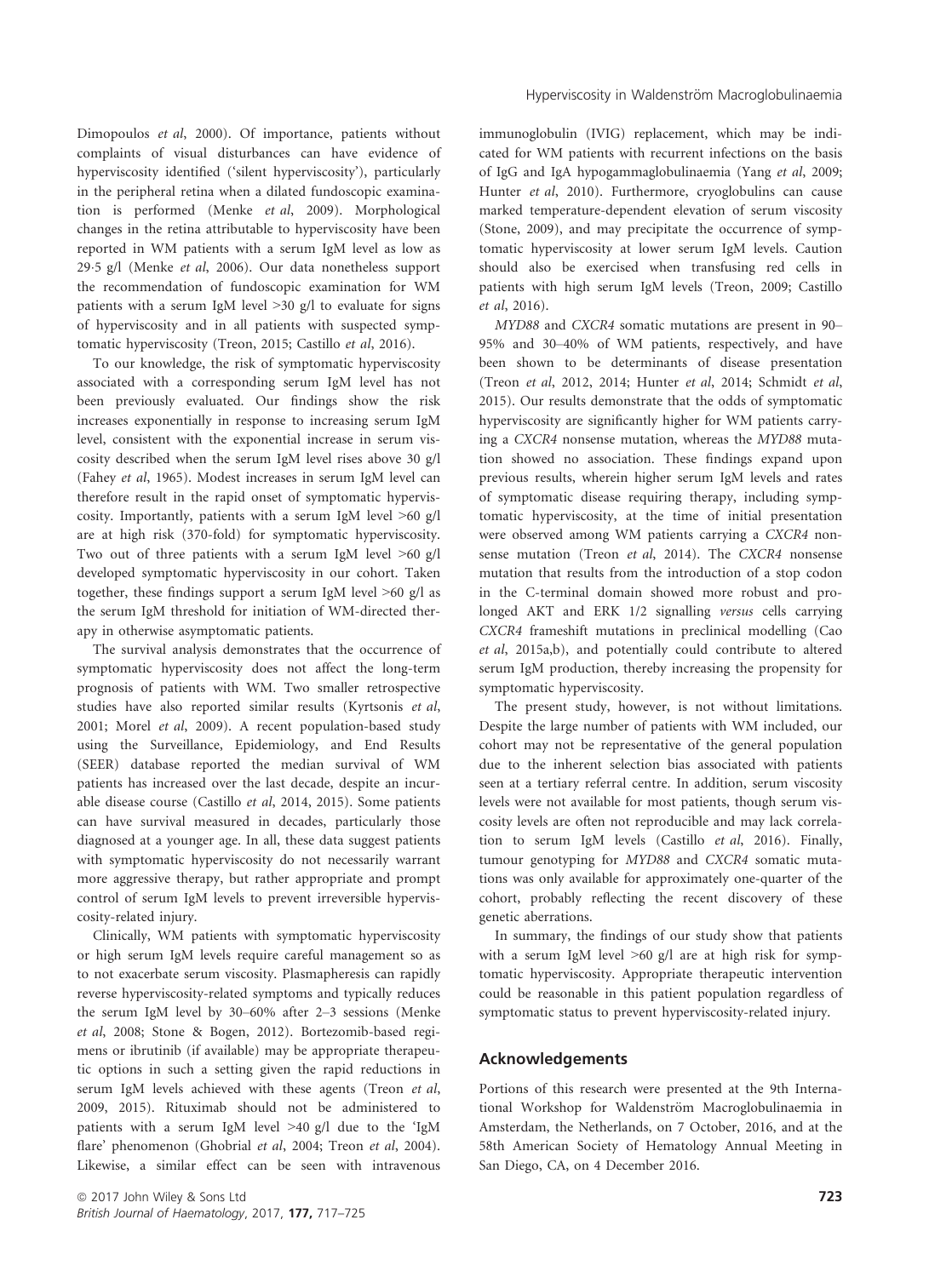Dimopoulos *et al*, 2000). Of importance, patients without complaints of visual disturbances can have evidence of hyperviscosity identified ('silent hyperviscosity'), particularly in the peripheral retina when a dilated fundoscopic examination is performed (Menke *et al*, 2009). Morphological changes in the retina attributable to hyperviscosity have been reported in WM patients with a serum IgM level as low as 29·5 g/l (Menke *et al*, 2006). Our data nonetheless support the recommendation of fundoscopic examination for WM patients with a serum IgM level >30 g/l to evaluate for signs of hyperviscosity and in all patients with suspected symptomatic hyperviscosity (Treon, 2015; Castillo *et al*, 2016).

To our knowledge, the risk of symptomatic hyperviscosity associated with a corresponding serum IgM level has not been previously evaluated. Our findings show the risk increases exponentially in response to increasing serum IgM level, consistent with the exponential increase in serum viscosity described when the serum IgM level rises above 30 g/l (Fahey *et al*, 1965). Modest increases in serum IgM level can therefore result in the rapid onset of symptomatic hyperviscosity. Importantly, patients with a serum IgM level >60 g/l are at high risk (370-fold) for symptomatic hyperviscosity. Two out of three patients with a serum IgM level >60 g/l developed symptomatic hyperviscosity in our cohort. Taken together, these findings support a serum IgM level >60 g/l as the serum IgM threshold for initiation of WM-directed therapy in otherwise asymptomatic patients.

The survival analysis demonstrates that the occurrence of symptomatic hyperviscosity does not affect the long-term prognosis of patients with WM. Two smaller retrospective studies have also reported similar results (Kyrtsonis *et al*, 2001; Morel *et al*, 2009). A recent population-based study using the Surveillance, Epidemiology, and End Results (SEER) database reported the median survival of WM patients has increased over the last decade, despite an incurable disease course (Castillo *et al*, 2014, 2015). Some patients can have survival measured in decades, particularly those diagnosed at a younger age. In all, these data suggest patients with symptomatic hyperviscosity do not necessarily warrant more aggressive therapy, but rather appropriate and prompt control of serum IgM levels to prevent irreversible hyperviscosity-related injury.

Clinically, WM patients with symptomatic hyperviscosity or high serum IgM levels require careful management so as to not exacerbate serum viscosity. Plasmapheresis can rapidly reverse hyperviscosity-related symptoms and typically reduces the serum IgM level by 30–60% after 2–3 sessions (Menke *et al*, 2008; Stone & Bogen, 2012). Bortezomib-based regimens or ibrutinib (if available) may be appropriate therapeutic options in such a setting given the rapid reductions in serum IgM levels achieved with these agents (Treon *et al*, 2009, 2015). Rituximab should not be administered to patients with a serum IgM level >40 g/l due to the 'IgM flare' phenomenon (Ghobrial *et al*, 2004; Treon *et al*, 2004). Likewise, a similar effect can be seen with intravenous immunoglobulin (IVIG) replacement, which may be indicated for WM patients with recurrent infections on the basis of IgG and IgA hypogammaglobulinaemia (Yang *et al*, 2009; Hunter *et al*, 2010). Furthermore, cryoglobulins can cause marked temperature-dependent elevation of serum viscosity (Stone, 2009), and may precipitate the occurrence of symptomatic hyperviscosity at lower serum IgM levels. Caution should also be exercised when transfusing red cells in patients with high serum IgM levels (Treon, 2009; Castillo *et al*, 2016).

*MYD88* and *CXCR4* somatic mutations are present in 90–95% and 30–40% of WM patients, respectively, and have been shown to be determinants of disease presentation (Treon *et al*, 2012, 2014; Hunter *et al*, 2014; Schmidt *et al*, 2015). Our results demonstrate that the odds of symptomatic hyperviscosity are significantly higher for WM patients carrying a *CXCR4* nonsense mutation, whereas the *MYD88* mutation showed no association. These findings expand upon previous results, wherein higher serum IgM levels and rates of symptomatic disease requiring therapy, including symptomatic hyperviscosity, at the time of initial presentation were observed among WM patients carrying a *CXCR4* nonsense mutation (Treon *et al*, 2014). The *CXCR4* nonsense mutation that results from the introduction of a stop codon in the C-terminal domain showed more robust and prolonged AKT and ERK 1/2 signalling *versus* cells carrying *CXCR4* frameshift mutations in preclinical modelling (Cao *et al*, 2015a,b), and potentially could contribute to altered serum IgM production, thereby increasing the propensity for symptomatic hyperviscosity.

The present study, however, is not without limitations. Despite the large number of patients with WM included, our cohort may not be representative of the general population due to the inherent selection bias associated with patients seen at a tertiary referral centre. In addition, serum viscosity levels were not available for most patients, though serum viscosity levels are often not reproducible and may lack correlation to serum IgM levels (Castillo *et al*, 2016). Finally, tumour genotyping for *MYD88* and *CXCR4* somatic mutations was only available for approximately one-quarter of the cohort, probably reflecting the recent discovery of these genetic aberrations.

In summary, the findings of our study show that patients with a serum IgM level >60 g/l are at high risk for symptomatic hyperviscosity. Appropriate therapeutic intervention could be reasonable in this patient population regardless of symptomatic status to prevent hyperviscosity-related injury.

## Acknowledgements

Portions of this research were presented at the 9th International Workshop for Waldenström Macroglobulinaemia in Amsterdam, the Netherlands, on 7 October, 2016, and at the 58th American Society of Hematology Annual Meeting in San Diego, CA, on 4 December 2016.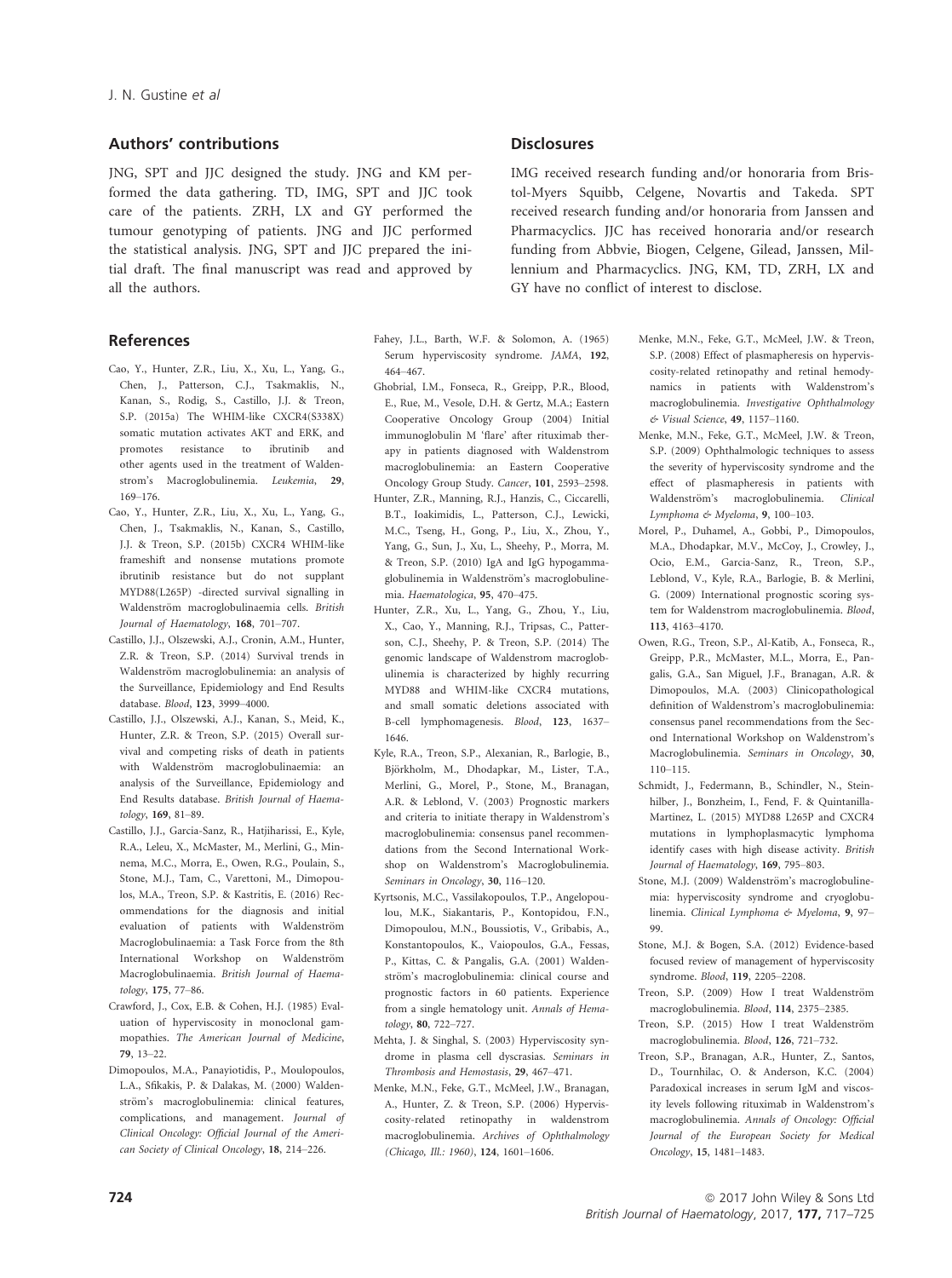## Authors' contributions

JNG, SPT and JJC designed the study. JNG and KM performed the data gathering. TD, IMG, SPT and JJC took care of the patients. ZRH, LX and GY performed the tumour genotyping of patients. JNG and JJC performed the statistical analysis. JNG, SPT and JJC prepared the initial draft. The final manuscript was read and approved by all the authors.

## Disclosures

IMG received research funding and/or honoraria from Bristol-Myers Squibb, Celgene, Novartis and Takeda. SPT received research funding and/or honoraria from Janssen and Pharmacyclics. JJC has received honoraria and/or research funding from Abbvie, Biogen, Celgene, Gilead, Janssen, Millennium and Pharmacyclics. JNG, KM, TD, ZRH, LX and GY have no conflict of interest to disclose.

## References

Cao, Y., Hunter, Z.R., Liu, X., Xu, L., Yang, G., Chen, J., Patterson, C.J., Tsakmaklis, N., Kanan, S., Rodig, S., Castillo, J.J. & Treon, S.P. (2015a) The WHIM-like CXCR4(S338X) somatic mutation activates AKT and ERK, and promotes resistance to ibrutinib and other agents used in the treatment of Waldenstrom's Macroglobulinemia. *Leukemia*, **29**, 169–176.

Cao, Y., Hunter, Z.R., Liu, X., Xu, L., Yang, G., Chen, J., Tsakmaklis, N., Kanan, S., Castillo, J.J. & Treon, S.P. (2015b) CXCR4 WHIM-like frameshift and nonsense mutations promote ibrutinib resistance but do not supplant MYD88(L265P) -directed survival signalling in Waldenström macroglobulinaemia cells. *British Journal of Haematology*, **168**, 701–707.

Castillo, J.J., Olszewski, A.J., Cronin, A.M., Hunter, Z.R. & Treon, S.P. (2014) Survival trends in Waldenström macroglobulinemia: an analysis of the Surveillance, Epidemiology and End Results database. *Blood*, **123**, 3999–4000.

Castillo, J.J., Olszewski, A.J., Kanan, S., Meid, K., Hunter, Z.R. & Treon, S.P. (2015) Overall survival and competing risks of death in patients with Waldenström macroglobulinaemia: an analysis of the Surveillance, Epidemiology and End Results database. *British Journal of Haematology*, **169**, 81–89.

Castillo, J.J., Garcia-Sanz, R., Hatjiharissi, E., Kyle, R.A., Leleu, X., McMaster, M., Merlini, G., Minnema, M.C., Morra, E., Owen, R.G., Poulain, S., Stone, M.J., Tam, C., Varettoni, M., Dimopoulos, M.A., Treon, S.P. & Kastritis, E. (2016) Recommendations for the diagnosis and initial evaluation of patients with Waldenström Macroglobulinaemia: a Task Force from the 8th International Workshop on Waldenström Macroglobulinaemia. *British Journal of Haematology*, **175**, 77–86.

Crawford, J., Cox, E.B. & Cohen, H.J. (1985) Evaluation of hyperviscosity in monoclonal gammopathies. *The American Journal of Medicine*, **79**, 13–22.

Dimopoulos, M.A., Panayiotidis, P., Moulopoulos, L.A., Sfikakis, P. & Dalakas, M. (2000) Waldenström's macroglobulinemia: clinical features, complications, and management. *Journal of Clinical Oncology: Official Journal of the American Society of Clinical Oncology*, **18**, 214–226.

Fahey, J.L., Barth, W.F. & Solomon, A. (1965) Serum hyperviscosity syndrome. *JAMA*, **192**, 464–467.

Ghobrial, I.M., Fonseca, R., Greipp, P.R., Blood, E., Rue, M., Vesole, D.H. & Gertz, M.A.; Eastern Cooperative Oncology Group (2004) Initial immunoglobulin M 'flare' after rituximab therapy in patients diagnosed with Waldenstrom macroglobulinemia: an Eastern Cooperative Oncology Group Study. *Cancer*, **101**, 2593–2598.

Hunter, Z.R., Manning, R.J., Hanzis, C., Ciccarelli, B.T., Ioakimidis, L., Patterson, C.J., Lewicki, M.C., Tseng, H., Gong, P., Liu, X., Zhou, Y., Yang, G., Sun, J., Xu, L., Sheehy, P., Morra, M. & Treon, S.P. (2010) IgA and IgG hypogammaglobulinemia in Waldenström's macroglobulinemia. *Haematologica*, **95**, 470–475.

Hunter, Z.R., Xu, L., Yang, G., Zhou, Y., Liu, X., Cao, Y., Manning, R.J., Tripsas, C., Patterson, C.J., Sheehy, P. & Treon, S.P. (2014) The genomic landscape of Waldenstrom macroglobulinemia is characterized by highly recurring MYD88 and WHIM-like CXCR4 mutations, and small somatic deletions associated with B-cell lymphomagenesis. *Blood*, **123**, 1637–1646.

Kyle, R.A., Treon, S.P., Alexanian, R., Barlogie, B., Björkholm, M., Dhodapkar, M., Lister, T.A., Merlini, G., Morel, P., Stone, M., Branagan, A.R. & Leblond, V. (2003) Prognostic markers and criteria to initiate therapy in Waldenstrom's macroglobulinemia: consensus panel recommendations from the Second International Workshop on Waldenstrom's Macroglobulinemia. *Seminars in Oncology*, **30**, 116–120.

Kyrtsonis, M.C., Vassilakopoulos, T.P., Angelopoulou, M.K., Siakantaris, P., Kontopidou, F.N., Dimopoulou, M.N., Boussiotis, V., Gribabis, A., Konstantopoulos, K., Vaiopoulos, G.A., Fessas, P., Kittas, C. & Pangalis, G.A. (2001) Waldenström's macroglobulinemia: clinical course and prognostic factors in 60 patients. Experience from a single hematology unit. *Annals of Hematology*, **80**, 722–727.

Mehta, J. & Singhal, S. (2003) Hyperviscosity syndrome in plasma cell dyscrasias. *Seminars in Thrombosis and Hemostasis*, **29**, 467–471.

Menke, M.N., Feke, G.T., McMeel, J.W., Branagan, A., Hunter, Z. & Treon, S.P. (2006) Hyperviscosity-related retinopathy in waldenstrom macroglobulinemia. *Archives of Ophthalmology (Chicago, Ill.: 1960)*, **124**, 1601–1606.

Menke, M.N., Feke, G.T., McMeel, J.W. & Treon, S.P. (2008) Effect of plasmapheresis on hyperviscosity-related retinopathy and retinal hemodynamics in patients with Waldenstrom's macroglobulinemia. *Investigative Ophthalmology & Visual Science*, **49**, 1157–1160.

Menke, M.N., Feke, G.T., McMeel, J.W. & Treon, S.P. (2009) Ophthalmologic techniques to assess the severity of hyperviscosity syndrome and the effect of plasmapheresis in patients with Waldenström's macroglobulinemia. *Clinical Lymphoma & Myeloma*, **9**, 100–103.

Morel, P., Duhamel, A., Gobbi, P., Dimopoulos, M.A., Dhodapkar, M.V., McCoy, J., Crowley, J., Ocio, E.M., Garcia-Sanz, R., Treon, S.P., Leblond, V., Kyle, R.A., Barlogie, B. & Merlini, G. (2009) International prognostic scoring system for Waldenstrom macroglobulinemia. *Blood*, **113**, 4163–4170.

Owen, R.G., Treon, S.P., Al-Katib, A., Fonseca, R., Greipp, P.R., McMaster, M.L., Morra, E., Pangalis, G.A., San Miguel, J.F., Branagan, A.R. & Dimopoulos, M.A. (2003) Clinicopathological definition of Waldenstrom's macroglobulinemia: consensus panel recommendations from the Second International Workshop on Waldenstrom's Macroglobulinemia. *Seminars in Oncology*, **30**, 110–115.

Schmidt, J., Federmann, B., Schindler, N., Steinhilber, J., Bonzheim, I., Fend, F. & Quintanilla-Martinez, L. (2015) MYD88 L265P and CXCR4 mutations in lymphoplasmacytic lymphoma identify cases with high disease activity. *British Journal of Haematology*, **169**, 795–803.

Stone, M.J. (2009) Waldenström's macroglobulinemia: hyperviscosity syndrome and cryoglobulinemia. *Clinical Lymphoma & Myeloma*, **9**, 97–99.

Stone, M.J. & Bogen, S.A. (2012) Evidence-based focused review of management of hyperviscosity syndrome. *Blood*, **119**, 2205–2208.

Treon, S.P. (2009) How I treat Waldenström macroglobulinemia. *Blood*, **114**, 2375–2385.

Treon, S.P. (2015) How I treat Waldenström macroglobulinemia. *Blood*, **126**, 721–732.

Treon, S.P., Branagan, A.R., Hunter, Z., Santos, D., Tournhilac, O. & Anderson, K.C. (2004) Paradoxical increases in serum IgM and viscosity levels following rituximab in Waldenstrom's macroglobulinemia. *Annals of Oncology: Official Journal of the European Society for Medical Oncology*, **15**, 1481–1483.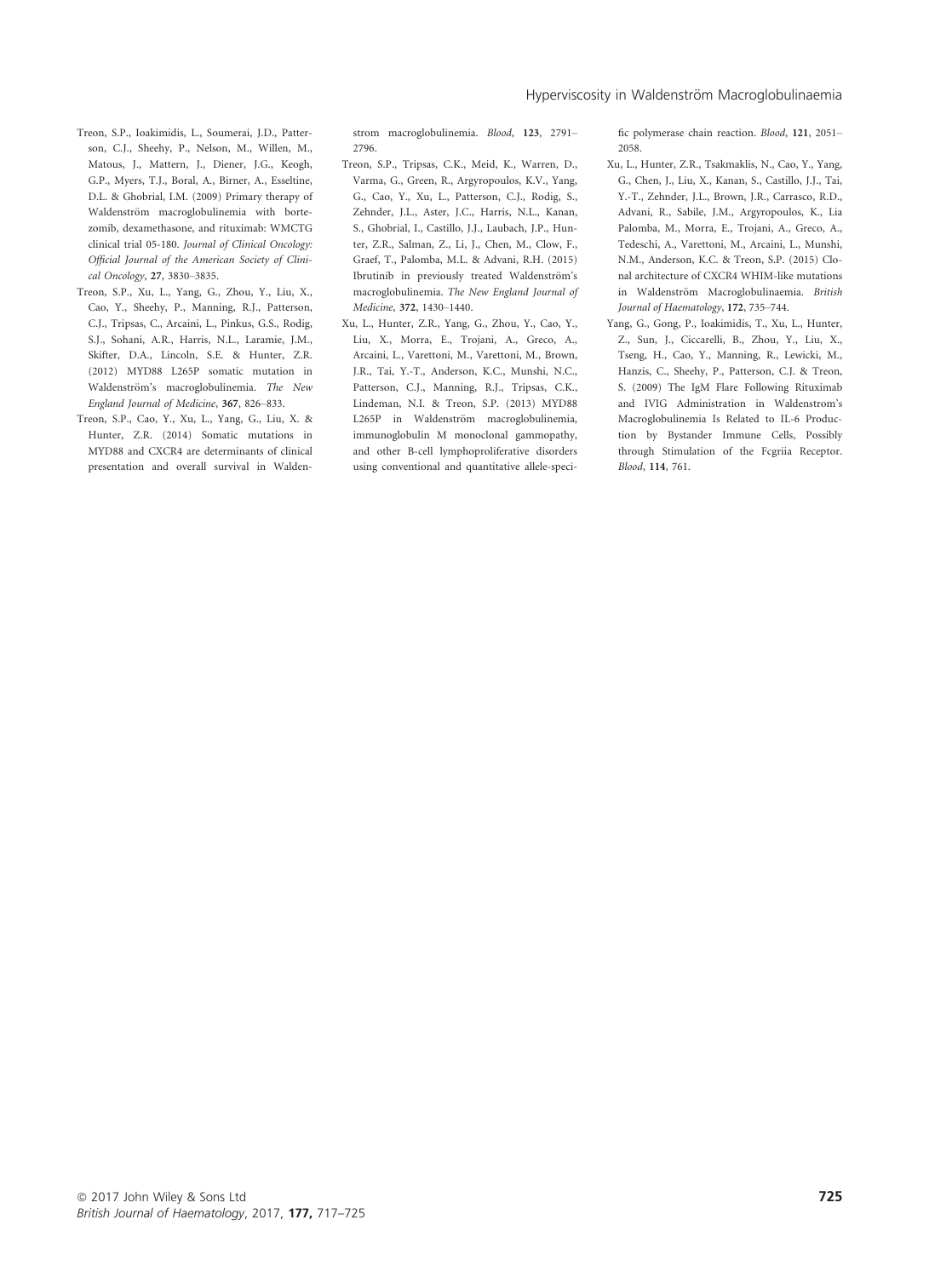Treon, S.P., Ioakimidis, L., Soumerai, J.D., Patterson, C.J., Sheehy, P., Nelson, M., Willen, M., Matous, J., Mattern, J., Diener, J.G., Keogh, G.P., Myers, T.J., Boral, A., Birner, A., Esseltine, D.L. & Ghobrial, I.M. (2009) Primary therapy of Waldenström macroglobulinemia with bortezomib, dexamethasone, and rituximab: WMCTG clinical trial 05-180. *Journal of Clinical Oncology: Official Journal of the American Society of Clinical Oncology*, **27**, 3830–3835.

Treon, S.P., Xu, L., Yang, G., Zhou, Y., Liu, X., Cao, Y., Sheehy, P., Manning, R.J., Patterson, C.J., Tripsas, C., Arcaini, L., Pinkus, G.S., Rodig, S.J., Sohani, A.R., Harris, N.L., Laramie, J.M., Skifter, D.A., Lincoln, S.E. & Hunter, Z.R. (2012) MYD88 L265P somatic mutation in Waldenström's macroglobulinemia. *The New England Journal of Medicine*, **367**, 826–833.

Treon, S.P., Cao, Y., Xu, L., Yang, G., Liu, X. & Hunter, Z.R. (2014) Somatic mutations in MYD88 and CXCR4 are determinants of clinical presentation and overall survival in Waldenstrom macroglobulinemia. *Blood*, **123**, 2791–2796.

Treon, S.P., Tripsas, C.K., Meid, K., Warren, D., Varma, G., Green, R., Argyropoulos, K.V., Yang, G., Cao, Y., Xu, L., Patterson, C.J., Rodig, S., Zehnder, J.L., Aster, J.C., Harris, N.L., Kanan, S., Ghobrial, I., Castillo, J.J., Laubach, J.P., Hunter, Z.R., Salman, Z., Li, J., Chen, M., Clow, F., Graef, T., Palomba, M.L. & Advani, R.H. (2015) Ibrutinib in previously treated Waldenström's macroglobulinemia. *The New England Journal of Medicine*, **372**, 1430–1440.

Xu, L., Hunter, Z.R., Yang, G., Zhou, Y., Cao, Y., Liu, X., Morra, E., Trojani, A., Greco, A., Arcaini, L., Varettoni, M., Varettoni, M., Brown, J.R., Tai, Y.-T., Anderson, K.C., Munshi, N.C., Patterson, C.J., Manning, R.J., Tripsas, C.K., Lindeman, N.I. & Treon, S.P. (2013) MYD88 L265P in Waldenström macroglobulinemia, immunoglobulin M monoclonal gammopathy, and other B-cell lymphoproliferative disorders using conventional and quantitative allele-specific polymerase chain reaction. *Blood*, **121**, 2051–2058.

Xu, L., Hunter, Z.R., Tsakmaklis, N., Cao, Y., Yang, G., Chen, J., Liu, X., Kanan, S., Castillo, J.J., Tai, Y.-T., Zehnder, J.L., Brown, J.R., Carrasco, R.D., Advani, R., Sabile, J.M., Argyropoulos, K., Lia Palomba, M., Morra, E., Trojani, A., Greco, A., Tedeschi, A., Varettoni, M., Arcaini, L., Munshi, N.M., Anderson, K.C. & Treon, S.P. (2015) Clonal architecture of CXCR4 WHIM-like mutations in Waldenström Macroglobulinaemia. *British Journal of Haematology*, **172**, 735–744.

Yang, G., Gong, P., Ioakimidis, T., Xu, L., Hunter, Z., Sun, J., Ciccarelli, B., Zhou, Y., Liu, X., Tseng, H., Cao, Y., Manning, R., Lewicki, M., Hanzis, C., Sheehy, P., Patterson, C.J. & Treon, S. (2009) The IgM Flare Following Rituximab and IVIG Administration in Waldenstrom's Macroglobulinemia Is Related to IL-6 Production by Bystander Immune Cells, Possibly through Stimulation of the Fcgriia Receptor. *Blood*, **114**, 761.